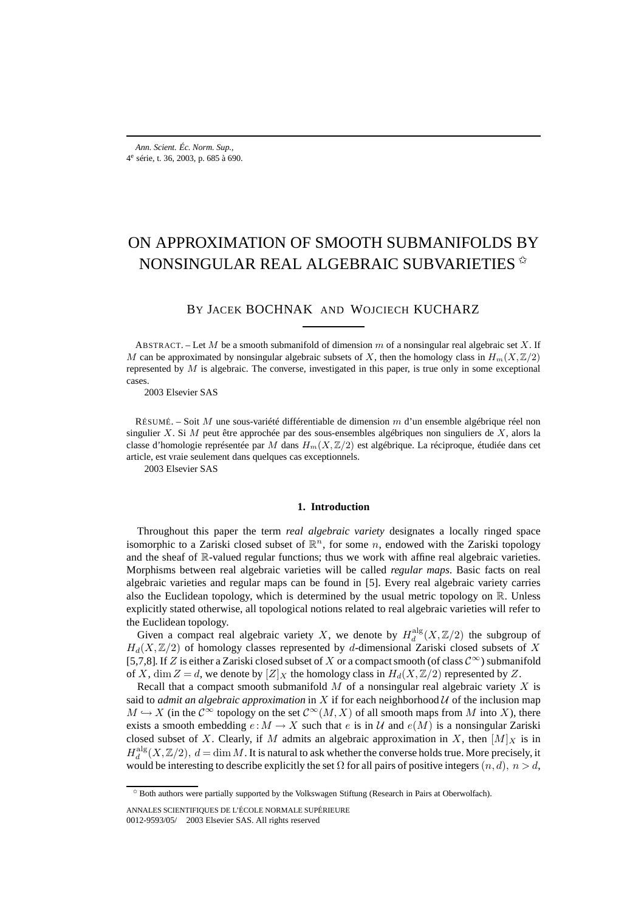# ON APPROXIMATION OF SMOOTH SUBMANIFOLDS BY NONSINGULAR REAL ALGEBRAIC SUBVARIETIES ✩

By Jacek BOCHNAK and Wojciech KUCHARZ

ABSTRACT. – Let $M$ be a smooth submanifold of dimension $m$ of a nonsingular real algebraic set $X$. If $M$ can be approximated by nonsingular algebraic subsets of $X$, then the homology class in $H_m(X,\mathbb{Z}/2)$ represented by $M$ is algebraic. The converse, investigated in this paper, is true only in some exceptional cases.

2003 Elsevier SAS

RÉSUMÉ. – Soit $M$ une sous-variété différentiable de dimension $m$ d'un ensemble algébrique réel non singulier $X$. Si $M$ peut être approchée par des sous-ensembles algébriques non singuliers de $X$, alors la classe d'homologie représentée par $M$ dans $H_m(X,\mathbb{Z}/2)$ est algébrique. La réciproque, étudiée dans cet article, est vraie seulement dans quelques cas exceptionnels.

2003 Elsevier SAS

## 1. Introduction

Throughout this paper the term *real algebraic variety* designates a locally ringed space isomorphic to a Zariski closed subset of $\mathbb{R}^n$, for some $n$, endowed with the Zariski topology and the sheaf of $\mathbb{R}$-valued regular functions; thus we work with affine real algebraic varieties. Morphisms between real algebraic varieties will be called *regular maps*. Basic facts on real algebraic varieties and regular maps can be found in [5]. Every real algebraic variety carries also the Euclidean topology, which is determined by the usual metric topology on $\mathbb{R}$. Unless explicitly stated otherwise, all topological notions related to real algebraic varieties will refer to the Euclidean topology.

Given a compact real algebraic variety $X$, we denote by $H_d^{\mathrm{alg}}(X,\mathbb{Z}/2)$ the subgroup of $H_d(X,\mathbb{Z}/2)$ of homology classes represented by $d$-dimensional Zariski closed subsets of $X$ [5,7,8]. If $Z$ is either a Zariski closed subset of $X$ or a compact smooth (of class $\mathcal{C}^\infty$) submanifold of $X$, $\dim Z = d$, we denote by $[Z]_X$ the homology class in $H_d(X,\mathbb{Z}/2)$ represented by $Z$.

Recall that a compact smooth submanifold $M$ of a nonsingular real algebraic variety $X$ is said to *admit an algebraic approximation* in $X$ if for each neighborhood $\mathcal{U}$ of the inclusion map $M \hookrightarrow X$ (in the $\mathcal{C}^\infty$ topology on the set $\mathcal{C}^\infty(M,X)$ of all smooth maps from $M$ into $X$), there exists a smooth embedding $e: M \to X$ such that $e$ is in $\mathcal{U}$ and $e(M)$ is a nonsingular Zariski closed subset of $X$. Clearly, if $M$ admits an algebraic approximation in $X$, then $[M]_X$ is in $H_d^{\mathrm{alg}}(X,\mathbb{Z}/2)$, $d = \dim M$. It is natural to ask whether the converse holds true. More precisely, it would be interesting to describe explicitly the set $\Omega$ for all pairs of positive integers $(n,d)$, $n > d$,

✩ Both authors were partially supported by the Volkswagen Stiftung (Research in Pairs at Oberwolfach).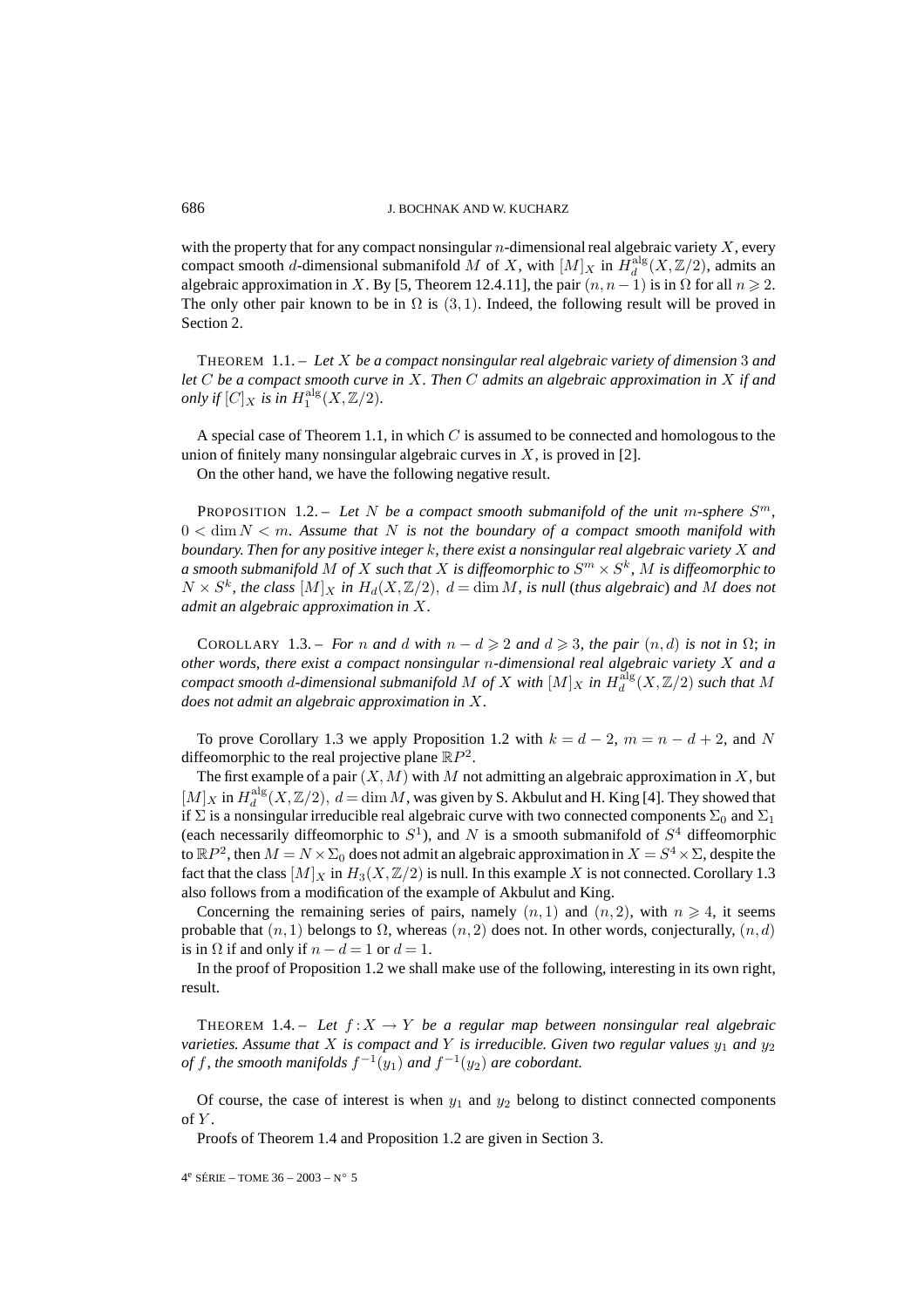with the property that for any compact nonsingular $n$-dimensional real algebraic variety $X$, every compact smooth $d$-dimensional submanifold $M$ of $X$, with $[M]_X$ in $H_d^{\mathrm{alg}}(X,\mathbb{Z}/2)$, admits an algebraic approximation in $X$. By [5, Theorem 12.4.11], the pair $(n, n-1)$ is in $\Omega$ for all $n \geqslant 2$. The only other pair known to be in $\Omega$ is $(3,1)$. Indeed, the following result will be proved in Section 2.

THEOREM 1.1. – *Let $X$ be a compact nonsingular real algebraic variety of dimension 3 and let $C$ be a compact smooth curve in $X$. Then $C$ admits an algebraic approximation in $X$ if and only if $[C]_X$ is in $H_1^{\mathrm{alg}}(X,\mathbb{Z}/2)$.*

A special case of Theorem 1.1, in which $C$ is assumed to be connected and homologous to the union of finitely many nonsingular algebraic curves in $X$, is proved in [2].

On the other hand, we have the following negative result.

PROPOSITION 1.2. – *Let $N$ be a compact smooth submanifold of the unit $m$-sphere $S^m$, $0 < \dim N < m$. Assume that $N$ is not the boundary of a compact smooth manifold with boundary. Then for any positive integer $k$, there exist a nonsingular real algebraic variety $X$ and a smooth submanifold $M$ of $X$ such that $X$ is diffeomorphic to $S^m \times S^k$, $M$ is diffeomorphic to $N \times S^k$, the class $[M]_X$ in $H_d(X,\mathbb{Z}/2)$, $d = \dim M$, is null* (*thus algebraic*) *and $M$ does not admit an algebraic approximation in $X$.*

COROLLARY 1.3. – *For $n$ and $d$ with $n - d \geqslant 2$ and $d \geqslant 3$, the pair $(n,d)$ is not in $\Omega$; in other words, there exist a compact nonsingular $n$-dimensional real algebraic variety $X$ and a compact smooth $d$-dimensional submanifold $M$ of $X$ with $[M]_X$ in $H_d^{\mathrm{alg}}(X,\mathbb{Z}/2)$ such that $M$ does not admit an algebraic approximation in $X$.*

To prove Corollary 1.3 we apply Proposition 1.2 with $k = d-2$, $m = n-d+2$, and $N$ diffeomorphic to the real projective plane $\mathbb{R}P^2$.

The first example of a pair $(X,M)$ with $M$ not admitting an algebraic approximation in $X$, but $[M]_X$ in $H_d^{\mathrm{alg}}(X,\mathbb{Z}/2)$, $d = \dim M$, was given by S. Akbulut and H. King [4]. They showed that if $\Sigma$ is a nonsingular irreducible real algebraic curve with two connected components $\Sigma_0$ and $\Sigma_1$ (each necessarily diffeomorphic to $S^1$), and $N$ is a smooth submanifold of $S^4$ diffeomorphic to $\mathbb{R}P^2$, then $M = N \times \Sigma_0$ does not admit an algebraic approximation in $X = S^4 \times \Sigma$, despite the fact that the class $[M]_X$ in $H_3(X,\mathbb{Z}/2)$ is null. In this example $X$ is not connected. Corollary 1.3 also follows from a modification of the example of Akbulut and King.

Concerning the remaining series of pairs, namely $(n,1)$ and $(n,2)$, with $n \geqslant 4$, it seems probable that $(n,1)$ belongs to $\Omega$, whereas $(n,2)$ does not. In other words, conjecturally, $(n,d)$ is in $\Omega$ if and only if $n - d = 1$ or $d = 1$.

In the proof of Proposition 1.2 we shall make use of the following, interesting in its own right, result.

THEOREM 1.4. – *Let $f : X \to Y$ be a regular map between nonsingular real algebraic varieties. Assume that $X$ is compact and $Y$ is irreducible. Given two regular values $y_1$ and $y_2$ of $f$, the smooth manifolds $f^{-1}(y_1)$ and $f^{-1}(y_2)$ are cobordant.*

Of course, the case of interest is when $y_1$ and $y_2$ belong to distinct connected components of $Y$.

Proofs of Theorem 1.4 and Proposition 1.2 are given in Section 3.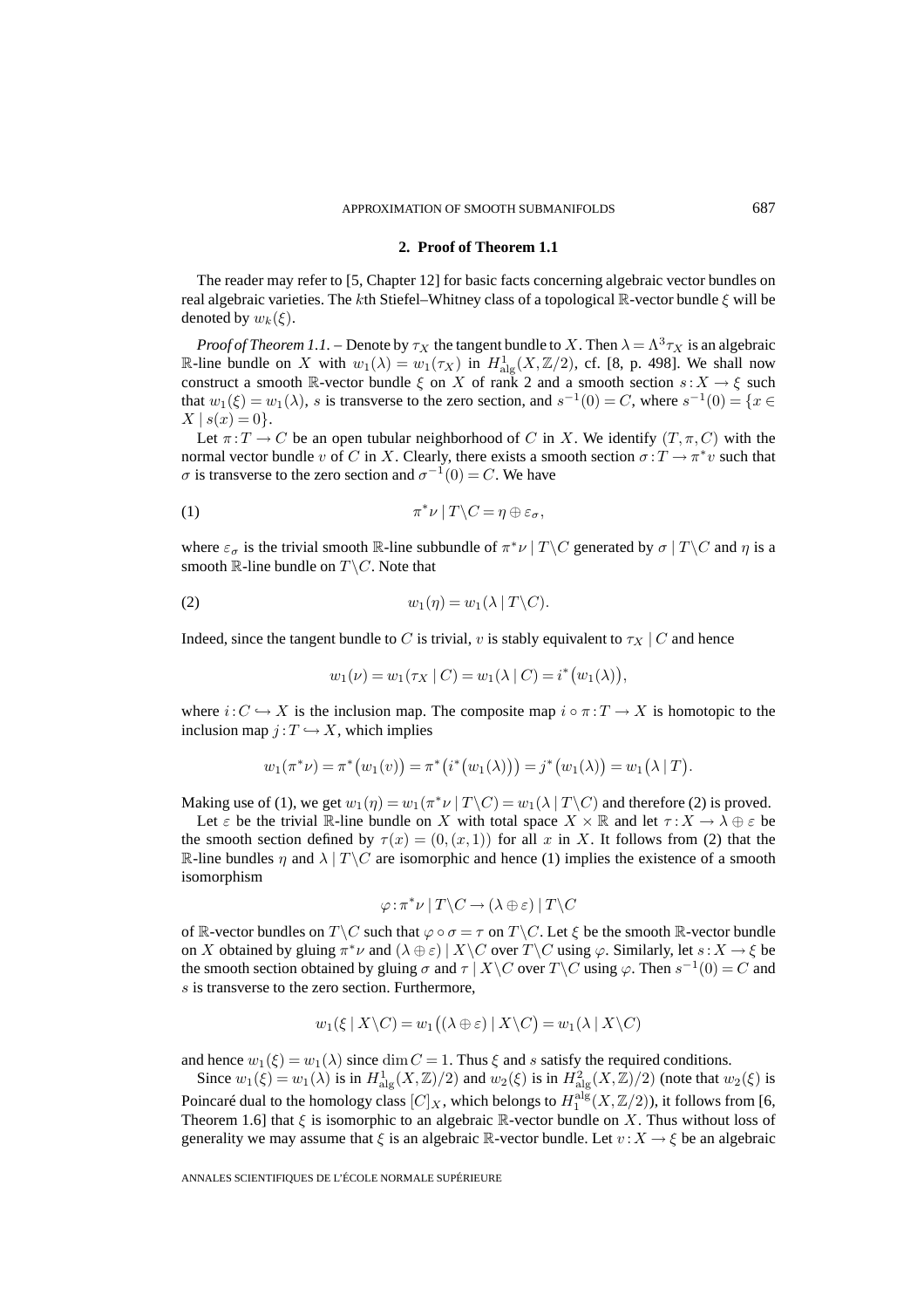## 2. Proof of Theorem 1.1

The reader may refer to [5, Chapter 12] for basic facts concerning algebraic vector bundles on real algebraic varieties. The $k$th Stiefel–Whitney class of a topological $\mathbb{R}$-vector bundle $\xi$ will be denoted by $w_k(\xi)$.

*Proof of Theorem 1.1.* – Denote by $\tau_X$ the tangent bundle to $X$. Then $\lambda = \Lambda^3\tau_X$ is an algebraic $\mathbb{R}$-line bundle on $X$ with $w_1(\lambda) = w_1(\tau_X)$ in $H^1_{\mathrm{alg}}(X, \mathbb{Z}/2)$, cf. [8, p. 498]. We shall now construct a smooth $\mathbb{R}$-vector bundle $\xi$ on $X$ of rank 2 and a smooth section $s: X \to \xi$ such that $w_1(\xi) = w_1(\lambda)$, $s$ is transverse to the zero section, and $s^{-1}(0) = C$, where $s^{-1}(0) = \{x \in X \mid s(x) = 0\}$.

Let $\pi: T \to C$ be an open tubular neighborhood of $C$ in $X$. We identify $(T, \pi, C)$ with the normal vector bundle $v$ of $C$ in $X$. Clearly, there exists a smooth section $\sigma: T \to \pi^* v$ such that $\sigma$ is transverse to the zero section and $\sigma^{-1}(0) = C$. We have

$$\pi^*\nu \mid T\backslash C = \eta \oplus \varepsilon_\sigma, \tag{1}$$

where $\varepsilon_\sigma$ is the trivial smooth $\mathbb{R}$-line subbundle of $\pi^*\nu \mid T\backslash C$ generated by $\sigma \mid T\backslash C$ and $\eta$ is a smooth $\mathbb{R}$-line bundle on $T\backslash C$. Note that

$$w_1(\eta) = w_1(\lambda \mid T\backslash C). \tag{2}$$

Indeed, since the tangent bundle to $C$ is trivial, $v$ is stably equivalent to $\tau_X \mid C$ and hence

$$w_1(\nu) = w_1(\tau_X \mid C) = w_1(\lambda \mid C) = i^*\big(w_1(\lambda)\big),$$

where $i: C \hookrightarrow X$ is the inclusion map. The composite map $i \circ \pi: T \to X$ is homotopic to the inclusion map $j: T \hookrightarrow X$, which implies

$$w_1(\pi^*\nu) = \pi^*\big(w_1(v)\big) = \pi^*\big(i^*\big(w_1(\lambda)\big)\big) = j^*\big(w_1(\lambda)\big) = w_1\big(\lambda \mid T\big).$$

Making use of (1), we get $w_1(\eta) = w_1(\pi^*\nu \mid T\backslash C) = w_1(\lambda \mid T\backslash C)$ and therefore (2) is proved.

Let $\varepsilon$ be the trivial $\mathbb{R}$-line bundle on $X$ with total space $X \times \mathbb{R}$ and let $\tau: X \to \lambda \oplus \varepsilon$ be the smooth section defined by $\tau(x) = (0, (x, 1))$ for all $x$ in $X$. It follows from (2) that the $\mathbb{R}$-line bundles $\eta$ and $\lambda \mid T\backslash C$ are isomorphic and hence (1) implies the existence of a smooth isomorphism

$$\varphi: \pi^*\nu \mid T\backslash C \to (\lambda \oplus \varepsilon) \mid T\backslash C$$

of $\mathbb{R}$-vector bundles on $T\backslash C$ such that $\varphi \circ \sigma = \tau$ on $T\backslash C$. Let $\xi$ be the smooth $\mathbb{R}$-vector bundle on $X$ obtained by gluing $\pi^*\nu$ and $(\lambda \oplus \varepsilon) \mid X\backslash C$ over $T\backslash C$ using $\varphi$. Similarly, let $s: X \to \xi$ be the smooth section obtained by gluing $\sigma$ and $\tau \mid X\backslash C$ over $T\backslash C$ using $\varphi$. Then $s^{-1}(0) = C$ and $s$ is transverse to the zero section. Furthermore,

$$w_1(\xi \mid X\backslash C) = w_1\big((\lambda \oplus \varepsilon) \mid X\backslash C\big) = w_1(\lambda \mid X\backslash C)$$

and hence $w_1(\xi) = w_1(\lambda)$ since $\dim C = 1$. Thus $\xi$ and $s$ satisfy the required conditions.

Since $w_1(\xi) = w_1(\lambda)$ is in $H^1_{\mathrm{alg}}(X, \mathbb{Z})/2)$ and $w_2(\xi)$ is in $H^2_{\mathrm{alg}}(X, \mathbb{Z})/2)$ (note that $w_2(\xi)$ is Poincaré dual to the homology class $[C]_X$, which belongs to $H_1^{\mathrm{alg}}(X, \mathbb{Z}/2)$), it follows from [6, Theorem 1.6] that $\xi$ is isomorphic to an algebraic $\mathbb{R}$-vector bundle on $X$. Thus without loss of generality we may assume that $\xi$ is an algebraic $\mathbb{R}$-vector bundle. Let $v: X \to \xi$ be an algebraic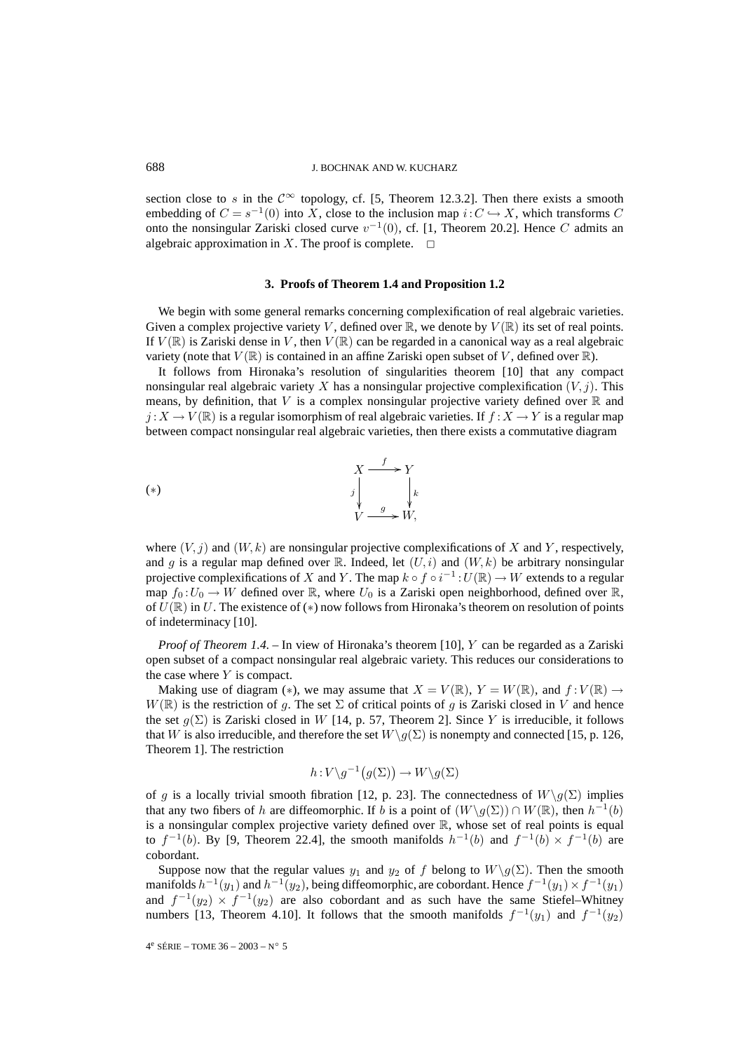section close to $s$ in the $\mathcal{C}^\infty$ topology, cf. [5, Theorem 12.3.2]. Then there exists a smooth embedding of $C = s^{-1}(0)$ into $X$, close to the inclusion map $i: C \hookrightarrow X$, which transforms $C$ onto the nonsingular Zariski closed curve $v^{-1}(0)$, cf. [1, Theorem 20.2]. Hence $C$ admits an algebraic approximation in $X$. The proof is complete. □

## 3. Proofs of Theorem 1.4 and Proposition 1.2

We begin with some general remarks concerning complexification of real algebraic varieties. Given a complex projective variety $V$, defined over $\mathbb{R}$, we denote by $V(\mathbb{R})$ its set of real points. If $V(\mathbb{R})$ is Zariski dense in $V$, then $V(\mathbb{R})$ can be regarded in a canonical way as a real algebraic variety (note that $V(\mathbb{R})$ is contained in an affine Zariski open subset of $V$, defined over $\mathbb{R}$).

It follows from Hironaka's resolution of singularities theorem [10] that any compact nonsingular real algebraic variety $X$ has a nonsingular projective complexification $(V, j)$. This means, by definition, that $V$ is a complex nonsingular projective variety defined over $\mathbb{R}$ and $j: X \to V(\mathbb{R})$ is a regular isomorphism of real algebraic varieties. If $f: X \to Y$ is a regular map between compact nonsingular real algebraic varieties, then there exists a commutative diagram

$$(*) \qquad \begin{array}{ccc} X & \xrightarrow{f} & Y \\ {\scriptstyle j}\downarrow & & \downarrow{\scriptstyle k} \\ V & \xrightarrow{g} & W, \end{array}$$

where $(V, j)$ and $(W, k)$ are nonsingular projective complexifications of $X$ and $Y$, respectively, and $g$ is a regular map defined over $\mathbb{R}$. Indeed, let $(U, i)$ and $(W, k)$ be arbitrary nonsingular projective complexifications of $X$ and $Y$. The map $k \circ f \circ i^{-1}: U(\mathbb{R}) \to W$ extends to a regular map $f_0: U_0 \to W$ defined over $\mathbb{R}$, where $U_0$ is a Zariski open neighborhood, defined over $\mathbb{R}$, of $U(\mathbb{R})$ in $U$. The existence of $(*)$ now follows from Hironaka's theorem on resolution of points of indeterminacy [10].

*Proof of Theorem 1.4.* – In view of Hironaka's theorem [10], $Y$ can be regarded as a Zariski open subset of a compact nonsingular real algebraic variety. This reduces our considerations to the case where $Y$ is compact.

Making use of diagram $(*)$, we may assume that $X = V(\mathbb{R})$, $Y = W(\mathbb{R})$, and $f: V(\mathbb{R}) \to W(\mathbb{R})$ is the restriction of $g$. The set $\Sigma$ of critical points of $g$ is Zariski closed in $V$ and hence the set $g(\Sigma)$ is Zariski closed in $W$ [14, p. 57, Theorem 2]. Since $Y$ is irreducible, it follows that $W$ is also irreducible, and therefore the set $W \backslash g(\Sigma)$ is nonempty and connected [15, p. 126, Theorem 1]. The restriction

$$h: V \backslash g^{-1}\big(g(\Sigma)\big) \to W \backslash g(\Sigma)$$

of $g$ is a locally trivial smooth fibration [12, p. 23]. The connectedness of $W \backslash g(\Sigma)$ implies that any two fibers of $h$ are diffeomorphic. If $b$ is a point of $(W \backslash g(\Sigma)) \cap W(\mathbb{R})$, then $h^{-1}(b)$ is a nonsingular complex projective variety defined over $\mathbb{R}$, whose set of real points is equal to $f^{-1}(b)$. By [9, Theorem 22.4], the smooth manifolds $h^{-1}(b)$ and $f^{-1}(b) \times f^{-1}(b)$ are cobordant.

Suppose now that the regular values $y_1$ and $y_2$ of $f$ belong to $W \backslash g(\Sigma)$. Then the smooth manifolds $h^{-1}(y_1)$ and $h^{-1}(y_2)$, being diffeomorphic, are cobordant. Hence $f^{-1}(y_1) \times f^{-1}(y_1)$ and $f^{-1}(y_2) \times f^{-1}(y_2)$ are also cobordant and as such have the same Stiefel–Whitney numbers [13, Theorem 4.10]. It follows that the smooth manifolds $f^{-1}(y_1)$ and $f^{-1}(y_2)$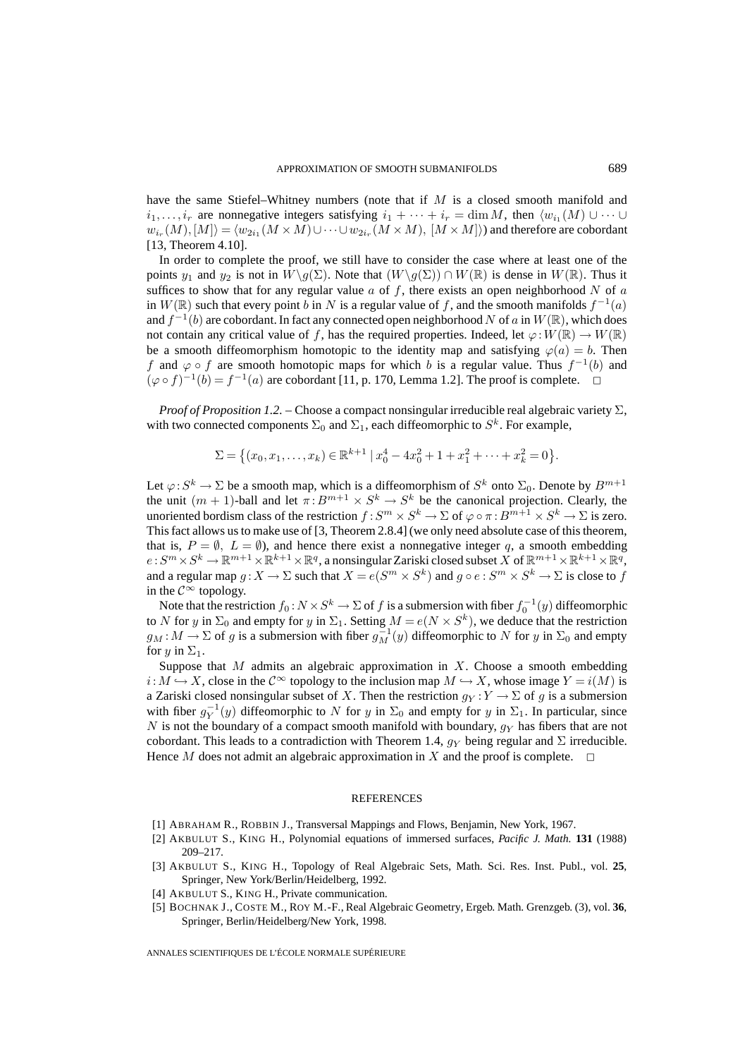have the same Stiefel–Whitney numbers (note that if $M$ is a closed smooth manifold and $i_1,\dots,i_r$ are nonnegative integers satisfying $i_1+\cdots+i_r=\dim M$, then $\langle w_{i_1}(M)\cup\cdots\cup w_{i_r}(M),[M]\rangle = \langle w_{2i_1}(M\times M)\cup\cdots\cup w_{2i_r}(M\times M),\,[M\times M]\rangle$) and therefore are cobordant [13, Theorem 4.10].

In order to complete the proof, we still have to consider the case where at least one of the points $y_1$ and $y_2$ is not in $W\backslash g(\Sigma)$. Note that $(W\backslash g(\Sigma))\cap W(\mathbb{R})$ is dense in $W(\mathbb{R})$. Thus it suffices to show that for any regular value $a$ of $f$, there exists an open neighborhood $N$ of $a$ in $W(\mathbb{R})$ such that every point $b$ in $N$ is a regular value of $f$, and the smooth manifolds $f^{-1}(a)$ and $f^{-1}(b)$ are cobordant. In fact any connected open neighborhood $N$ of $a$ in $W(\mathbb{R})$, which does not contain any critical value of $f$, has the required properties. Indeed, let $\varphi: W(\mathbb{R})\to W(\mathbb{R})$ be a smooth diffeomorphism homotopic to the identity map and satisfying $\varphi(a)=b$. Then $f$ and $\varphi\circ f$ are smooth homotopic maps for which $b$ is a regular value. Thus $f^{-1}(b)$ and $(\varphi\circ f)^{-1}(b)=f^{-1}(a)$ are cobordant [11, p. 170, Lemma 1.2]. The proof is complete. $\square$

*Proof of Proposition 1.2.* – Choose a compact nonsingular irreducible real algebraic variety $\Sigma$, with two connected components $\Sigma_0$ and $\Sigma_1$, each diffeomorphic to $S^k$. For example,

$$\Sigma=\bigl\{(x_0,x_1,\dots,x_k)\in\mathbb{R}^{k+1}\mid x_0^4-4x_0^2+1+x_1^2+\cdots+x_k^2=0\bigr\}.$$

Let $\varphi: S^k\to\Sigma$ be a smooth map, which is a diffeomorphism of $S^k$ onto $\Sigma_0$. Denote by $B^{m+1}$ the unit $(m+1)$-ball and let $\pi: B^{m+1}\times S^k\to S^k$ be the canonical projection. Clearly, the unoriented bordism class of the restriction $f: S^m\times S^k\to\Sigma$ of $\varphi\circ\pi: B^{m+1}\times S^k\to\Sigma$ is zero. This fact allows us to make use of [3, Theorem 2.8.4] (we only need absolute case of this theorem, that is, $P=\emptyset,\ L=\emptyset$), and hence there exist a nonnegative integer $q$, a smooth embedding $e: S^m\times S^k\to\mathbb{R}^{m+1}\times\mathbb{R}^{k+1}\times\mathbb{R}^q$, a nonsingular Zariski closed subset $X$ of $\mathbb{R}^{m+1}\times\mathbb{R}^{k+1}\times\mathbb{R}^q$, and a regular map $g: X\to\Sigma$ such that $X=e(S^m\times S^k)$ and $g\circ e: S^m\times S^k\to\Sigma$ is close to $f$ in the $\mathcal{C}^\infty$ topology.

Note that the restriction $f_0: N\times S^k\to\Sigma$ of $f$ is a submersion with fiber $f_0^{-1}(y)$ diffeomorphic to $N$ for $y$ in $\Sigma_0$ and empty for $y$ in $\Sigma_1$. Setting $M=e(N\times S^k)$, we deduce that the restriction $g_M: M\to\Sigma$ of $g$ is a submersion with fiber $g_M^{-1}(y)$ diffeomorphic to $N$ for $y$ in $\Sigma_0$ and empty for $y$ in $\Sigma_1$.

Suppose that $M$ admits an algebraic approximation in $X$. Choose a smooth embedding $i: M\hookrightarrow X$, close in the $\mathcal{C}^\infty$ topology to the inclusion map $M\hookrightarrow X$, whose image $Y=i(M)$ is a Zariski closed nonsingular subset of $X$. Then the restriction $g_Y: Y\to\Sigma$ of $g$ is a submersion with fiber $g_Y^{-1}(y)$ diffeomorphic to $N$ for $y$ in $\Sigma_0$ and empty for $y$ in $\Sigma_1$. In particular, since $N$ is not the boundary of a compact smooth manifold with boundary, $g_Y$ has fibers that are not cobordant. This leads to a contradiction with Theorem 1.4, $g_Y$ being regular and $\Sigma$ irreducible. Hence $M$ does not admit an algebraic approximation in $X$ and the proof is complete. $\square$

## REFERENCES

[1] ABRAHAM R., ROBBIN J., Transversal Mappings and Flows, Benjamin, New York, 1967.

[2] AKBULUT S., KING H., Polynomial equations of immersed surfaces, *Pacific J. Math.* **131** (1988) 209–217.

[3] AKBULUT S., KING H., Topology of Real Algebraic Sets, Math. Sci. Res. Inst. Publ., vol. **25**, Springer, New York/Berlin/Heidelberg, 1992.

[4] AKBULUT S., KING H., Private communication.

[5] BOCHNAK J., COSTE M., ROY M.-F., Real Algebraic Geometry, Ergeb. Math. Grenzgeb. (3), vol. **36**, Springer, Berlin/Heidelberg/New York, 1998.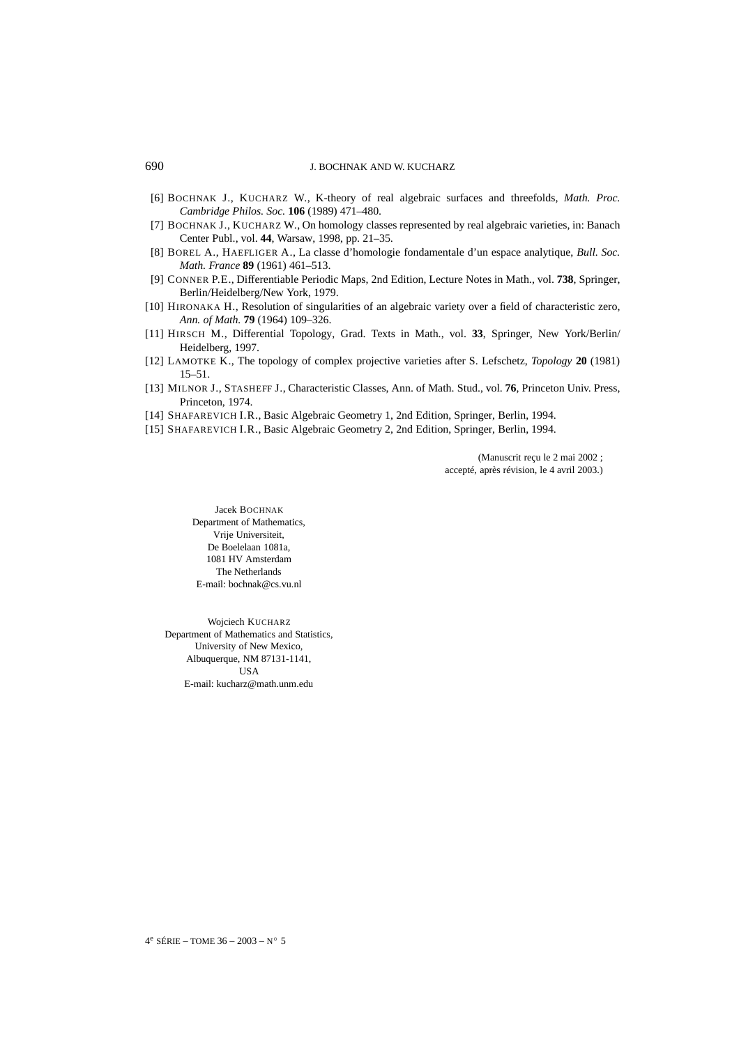[6] BOCHNAK J., KUCHARZ W., K-theory of real algebraic surfaces and threefolds, *Math. Proc. Cambridge Philos. Soc.* **106** (1989) 471–480.

[7] BOCHNAK J., KUCHARZ W., On homology classes represented by real algebraic varieties, in: Banach Center Publ., vol. **44**, Warsaw, 1998, pp. 21–35.

[8] BOREL A., HAEFLIGER A., La classe d'homologie fondamentale d'un espace analytique, *Bull. Soc. Math. France* **89** (1961) 461–513.

[9] CONNER P.E., Differentiable Periodic Maps, 2nd Edition, Lecture Notes in Math., vol. **738**, Springer, Berlin/Heidelberg/New York, 1979.

[10] HIRONAKA H., Resolution of singularities of an algebraic variety over a field of characteristic zero, *Ann. of Math.* **79** (1964) 109–326.

[11] HIRSCH M., Differential Topology, Grad. Texts in Math., vol. **33**, Springer, New York/Berlin/Heidelberg, 1997.

[12] LAMOTKE K., The topology of complex projective varieties after S. Lefschetz, *Topology* **20** (1981) 15–51.

[13] MILNOR J., STASHEFF J., Characteristic Classes, Ann. of Math. Stud., vol. **76**, Princeton Univ. Press, Princeton, 1974.

[14] SHAFAREVICH I.R., Basic Algebraic Geometry 1, 2nd Edition, Springer, Berlin, 1994.

[15] SHAFAREVICH I.R., Basic Algebraic Geometry 2, 2nd Edition, Springer, Berlin, 1994.

(Manuscrit reçu le 2 mai 2002 ;
accepté, après révision, le 4 avril 2003.)

Jacek BOCHNAK
Department of Mathematics,
Vrije Universiteit,
De Boelelaan 1081a,
1081 HV Amsterdam
The Netherlands
E-mail: bochnak@cs.vu.nl

Wojciech KUCHARZ
Department of Mathematics and Statistics,
University of New Mexico,
Albuquerque, NM 87131-1141,
USA
E-mail: kucharz@math.unm.edu